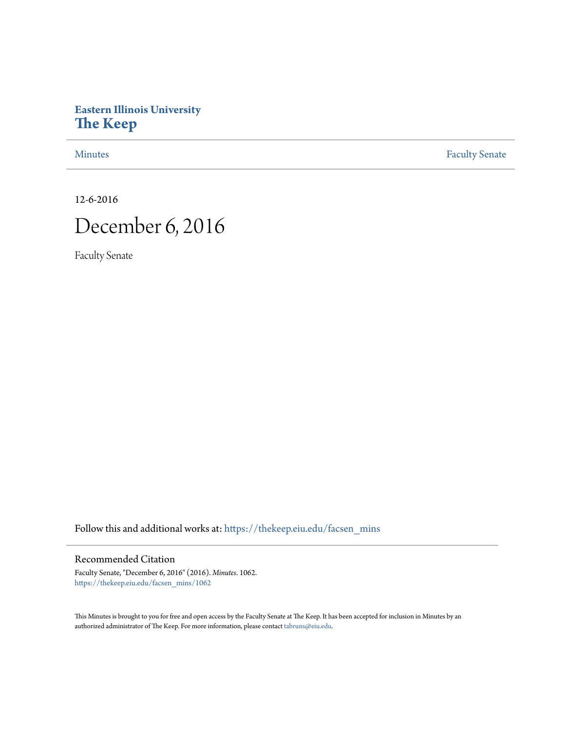**Eastern Illinois University**
# The Keep

Minutes | Faculty Senate

12-6-2016

# December 6, 2016

Faculty Senate

Follow this and additional works at: https://thekeep.eiu.edu/facsen_mins

## Recommended Citation

Faculty Senate, "December 6, 2016" (2016). *Minutes*. 1062.
https://thekeep.eiu.edu/facsen_mins/1062

This Minutes is brought to you for free and open access by the Faculty Senate at The Keep. It has been accepted for inclusion in Minutes by an authorized administrator of The Keep. For more information, please contact tabruns@eiu.edu.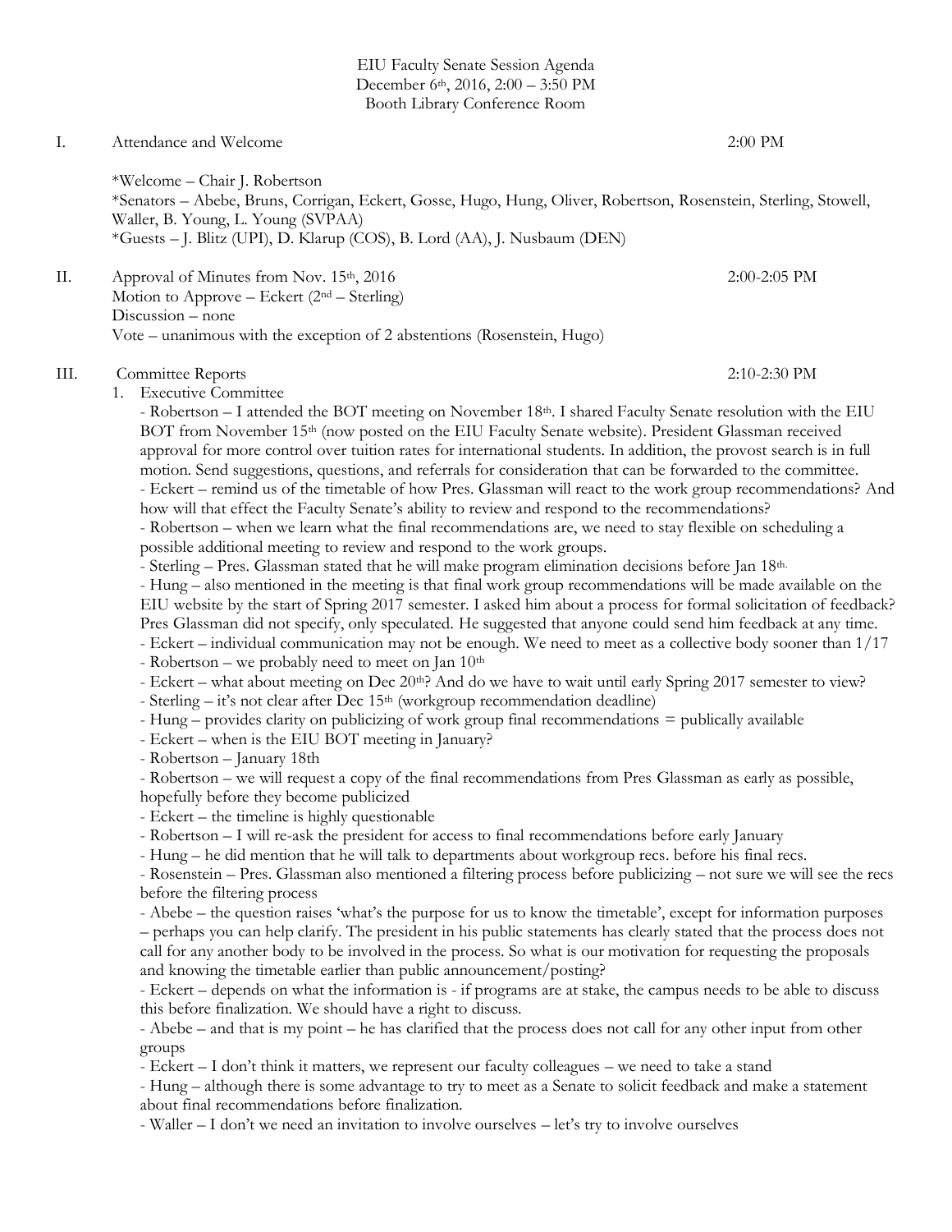EIU Faculty Senate Session Agenda
December 6th, 2016, 2:00 – 3:50 PM
Booth Library Conference Room

I. Attendance and Welcome 2:00 PM

*Welcome – Chair J. Robertson
*Senators – Abebe, Bruns, Corrigan, Eckert, Gosse, Hugo, Hung, Oliver, Robertson, Rosenstein, Sterling, Stowell, Waller, B. Young, L. Young (SVPAA)
*Guests – J. Blitz (UPI), D. Klarup (COS), B. Lord (AA), J. Nusbaum (DEN)

II. Approval of Minutes from Nov. 15th, 2016 2:00-2:05 PM
Motion to Approve – Eckert (2nd – Sterling)
Discussion – none
Vote – unanimous with the exception of 2 abstentions (Rosenstein, Hugo)

III. Committee Reports 2:10-2:30 PM

1. Executive Committee
   - Robertson – I attended the BOT meeting on November 18th. I shared Faculty Senate resolution with the EIU BOT from November 15th (now posted on the EIU Faculty Senate website). President Glassman received approval for more control over tuition rates for international students. In addition, the provost search is in full motion. Send suggestions, questions, and referrals for consideration that can be forwarded to the committee.
   - Eckert – remind us of the timetable of how Pres. Glassman will react to the work group recommendations? And how will that effect the Faculty Senate's ability to review and respond to the recommendations?
   - Robertson – when we learn what the final recommendations are, we need to stay flexible on scheduling a possible additional meeting to review and respond to the work groups.
   - Sterling – Pres. Glassman stated that he will make program elimination decisions before Jan 18th.
   - Hung – also mentioned in the meeting is that final work group recommendations will be made available on the EIU website by the start of Spring 2017 semester. I asked him about a process for formal solicitation of feedback? Pres Glassman did not specify, only speculated. He suggested that anyone could send him feedback at any time.
   - Eckert – individual communication may not be enough. We need to meet as a collective body sooner than 1/17
   - Robertson – we probably need to meet on Jan 10th
   - Eckert – what about meeting on Dec 20th? And do we have to wait until early Spring 2017 semester to view?
   - Sterling – it's not clear after Dec 15th (workgroup recommendation deadline)
   - Hung – provides clarity on publicizing of work group final recommendations = publically available
   - Eckert – when is the EIU BOT meeting in January?
   - Robertson – January 18th
   - Robertson – we will request a copy of the final recommendations from Pres Glassman as early as possible, hopefully before they become publicized
   - Eckert – the timeline is highly questionable
   - Robertson – I will re-ask the president for access to final recommendations before early January
   - Hung – he did mention that he will talk to departments about workgroup recs. before his final recs.
   - Rosenstein – Pres. Glassman also mentioned a filtering process before publicizing – not sure we will see the recs before the filtering process
   - Abebe – the question raises 'what's the purpose for us to know the timetable', except for information purposes – perhaps you can help clarify. The president in his public statements has clearly stated that the process does not call for any another body to be involved in the process. So what is our motivation for requesting the proposals and knowing the timetable earlier than public announcement/posting?
   - Eckert – depends on what the information is - if programs are at stake, the campus needs to be able to discuss this before finalization. We should have a right to discuss.
   - Abebe – and that is my point – he has clarified that the process does not call for any other input from other groups
   - Eckert – I don't think it matters, we represent our faculty colleagues – we need to take a stand
   - Hung – although there is some advantage to try to meet as a Senate to solicit feedback and make a statement about final recommendations before finalization.
   - Waller – I don't we need an invitation to involve ourselves – let's try to involve ourselves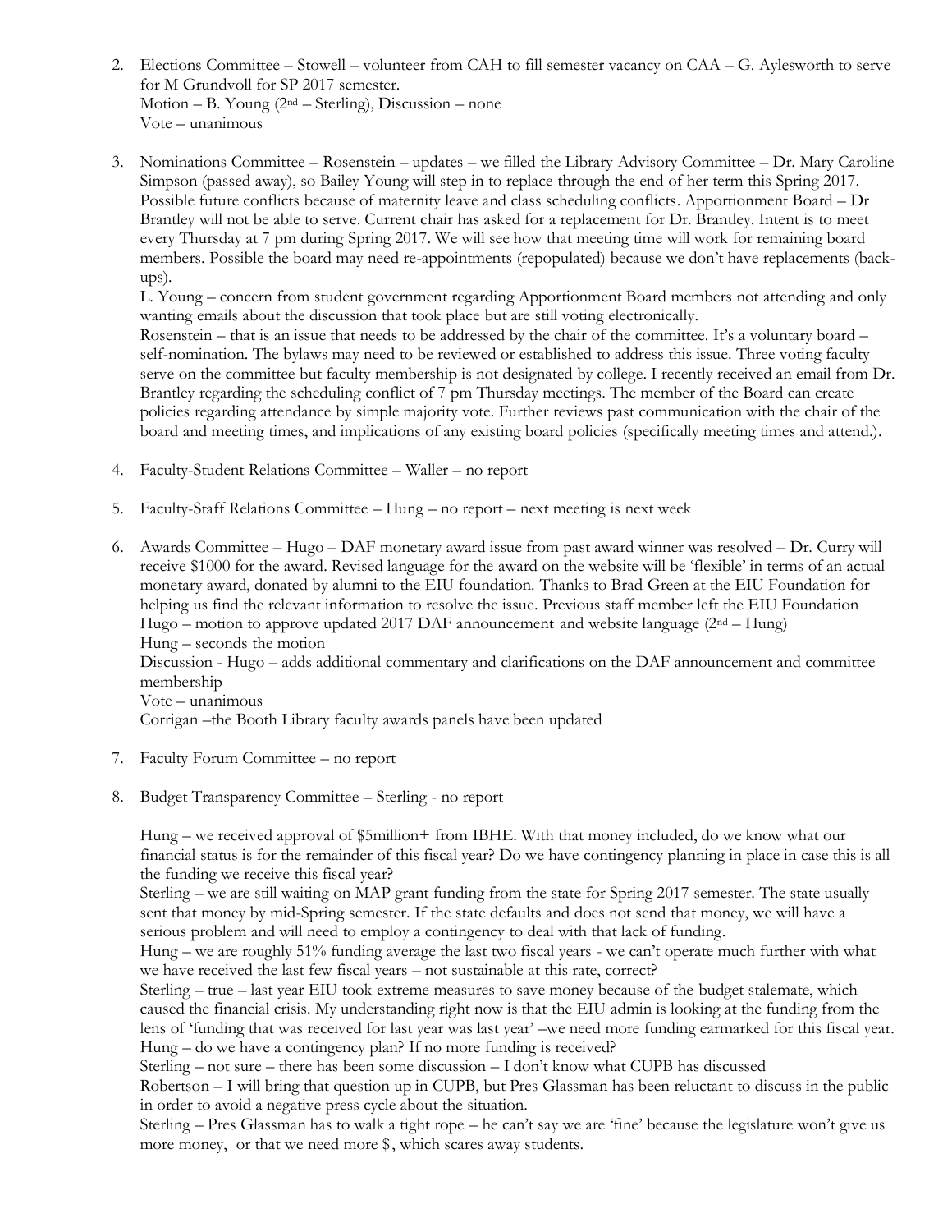2. Elections Committee – Stowell – volunteer from CAH to fill semester vacancy on CAA – G. Aylesworth to serve for M Grundvoll for SP 2017 semester.
   Motion – B. Young (2nd – Sterling), Discussion – none
   Vote – unanimous

3. Nominations Committee – Rosenstein – updates – we filled the Library Advisory Committee – Dr. Mary Caroline Simpson (passed away), so Bailey Young will step in to replace through the end of her term this Spring 2017. Possible future conflicts because of maternity leave and class scheduling conflicts. Apportionment Board – Dr Brantley will not be able to serve. Current chair has asked for a replacement for Dr. Brantley. Intent is to meet every Thursday at 7 pm during Spring 2017. We will see how that meeting time will work for remaining board members. Possible the board may need re-appointments (repopulated) because we don't have replacements (back-ups).
   L. Young – concern from student government regarding Apportionment Board members not attending and only wanting emails about the discussion that took place but are still voting electronically.
   Rosenstein – that is an issue that needs to be addressed by the chair of the committee. It's a voluntary board – self-nomination. The bylaws may need to be reviewed or established to address this issue. Three voting faculty serve on the committee but faculty membership is not designated by college. I recently received an email from Dr. Brantley regarding the scheduling conflict of 7 pm Thursday meetings. The member of the Board can create policies regarding attendance by simple majority vote. Further reviews past communication with the chair of the board and meeting times, and implications of any existing board policies (specifically meeting times and attend.).

4. Faculty-Student Relations Committee – Waller – no report

5. Faculty-Staff Relations Committee – Hung – no report – next meeting is next week

6. Awards Committee – Hugo – DAF monetary award issue from past award winner was resolved – Dr. Curry will receive $1000 for the award. Revised language for the award on the website will be 'flexible' in terms of an actual monetary award, donated by alumni to the EIU foundation. Thanks to Brad Green at the EIU Foundation for helping us find the relevant information to resolve the issue. Previous staff member left the EIU Foundation
   Hugo – motion to approve updated 2017 DAF announcement and website language (2nd – Hung)
   Hung – seconds the motion
   Discussion - Hugo – adds additional commentary and clarifications on the DAF announcement and committee membership
   Vote – unanimous
   Corrigan –the Booth Library faculty awards panels have been updated

7. Faculty Forum Committee – no report

8. Budget Transparency Committee – Sterling - no report

   Hung – we received approval of $5million+ from IBHE. With that money included, do we know what our financial status is for the remainder of this fiscal year? Do we have contingency planning in place in case this is all the funding we receive this fiscal year?
   Sterling – we are still waiting on MAP grant funding from the state for Spring 2017 semester. The state usually sent that money by mid-Spring semester. If the state defaults and does not send that money, we will have a serious problem and will need to employ a contingency to deal with that lack of funding.
   Hung – we are roughly 51% funding average the last two fiscal years - we can't operate much further with what we have received the last few fiscal years – not sustainable at this rate, correct?
   Sterling – true – last year EIU took extreme measures to save money because of the budget stalemate, which caused the financial crisis. My understanding right now is that the EIU admin is looking at the funding from the lens of 'funding that was received for last year was last year' –we need more funding earmarked for this fiscal year.
   Hung – do we have a contingency plan? If no more funding is received?
   Sterling – not sure – there has been some discussion – I don't know what CUPB has discussed
   Robertson – I will bring that question up in CUPB, but Pres Glassman has been reluctant to discuss in the public in order to avoid a negative press cycle about the situation.
   Sterling – Pres Glassman has to walk a tight rope – he can't say we are 'fine' because the legislature won't give us more money, or that we need more $, which scares away students.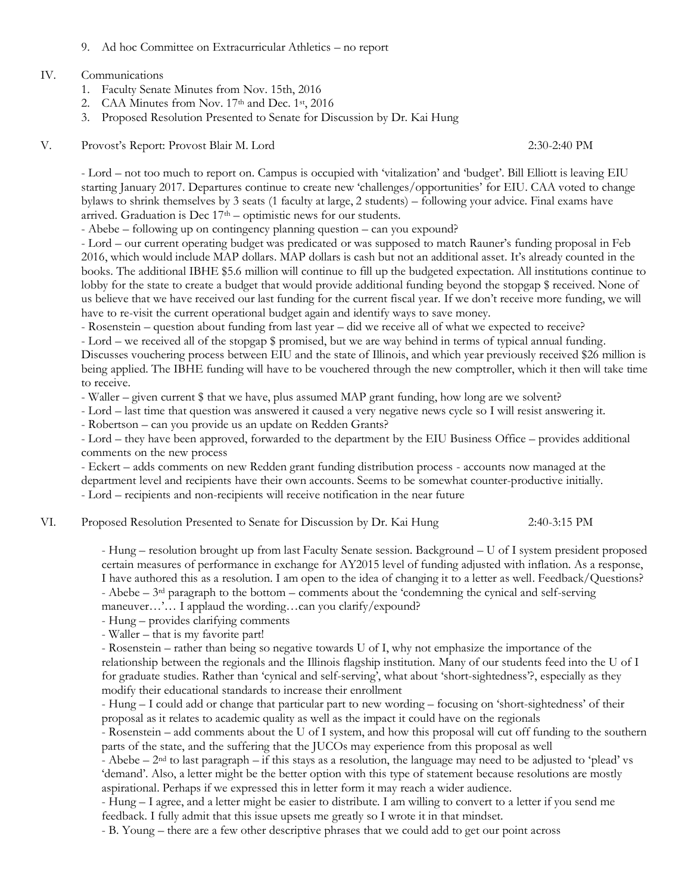9. Ad hoc Committee on Extracurricular Athletics – no report

IV. Communications
   1. Faculty Senate Minutes from Nov. 15th, 2016
   2. CAA Minutes from Nov. 17th and Dec. 1st, 2016
   3. Proposed Resolution Presented to Senate for Discussion by Dr. Kai Hung

V. Provost's Report: Provost Blair M. Lord 2:30-2:40 PM

- Lord – not too much to report on. Campus is occupied with 'vitalization' and 'budget'. Bill Elliott is leaving EIU starting January 2017. Departures continue to create new 'challenges/opportunities' for EIU. CAA voted to change bylaws to shrink themselves by 3 seats (1 faculty at large, 2 students) – following your advice. Final exams have arrived. Graduation is Dec 17th – optimistic news for our students.
- Abebe – following up on contingency planning question – can you expound?
- Lord – our current operating budget was predicated or was supposed to match Rauner's funding proposal in Feb 2016, which would include MAP dollars. MAP dollars is cash but not an additional asset. It's already counted in the books. The additional IBHE $5.6 million will continue to fill up the budgeted expectation. All institutions continue to lobby for the state to create a budget that would provide additional funding beyond the stopgap $ received. None of us believe that we have received our last funding for the current fiscal year. If we don't receive more funding, we will have to re-visit the current operational budget again and identify ways to save money.
- Rosenstein – question about funding from last year – did we receive all of what we expected to receive?
- Lord – we received all of the stopgap $ promised, but we are way behind in terms of typical annual funding. Discusses vouchering process between EIU and the state of Illinois, and which year previously received $26 million is being applied. The IBHE funding will have to be vouchered through the new comptroller, which it then will take time to receive.
- Waller – given current $ that we have, plus assumed MAP grant funding, how long are we solvent?
- Lord – last time that question was answered it caused a very negative news cycle so I will resist answering it.
- Robertson – can you provide us an update on Redden Grants?
- Lord – they have been approved, forwarded to the department by the EIU Business Office – provides additional comments on the new process
- Eckert – adds comments on new Redden grant funding distribution process - accounts now managed at the department level and recipients have their own accounts. Seems to be somewhat counter-productive initially.
- Lord – recipients and non-recipients will receive notification in the near future

VI. Proposed Resolution Presented to Senate for Discussion by Dr. Kai Hung 2:40-3:15 PM

- Hung – resolution brought up from last Faculty Senate session. Background – U of I system president proposed certain measures of performance in exchange for AY2015 level of funding adjusted with inflation. As a response, I have authored this as a resolution. I am open to the idea of changing it to a letter as well. Feedback/Questions?
- Abebe – 3rd paragraph to the bottom – comments about the 'condemning the cynical and self-serving maneuver…'… I applaud the wording…can you clarify/expound?
- Hung – provides clarifying comments
- Waller – that is my favorite part!
- Rosenstein – rather than being so negative towards U of I, why not emphasize the importance of the relationship between the regionals and the Illinois flagship institution. Many of our students feed into the U of I for graduate studies. Rather than 'cynical and self-serving', what about 'short-sightedness'?, especially as they modify their educational standards to increase their enrollment
- Hung – I could add or change that particular part to new wording – focusing on 'short-sightedness' of their proposal as it relates to academic quality as well as the impact it could have on the regionals
- Rosenstein – add comments about the U of I system, and how this proposal will cut off funding to the southern parts of the state, and the suffering that the JUCOs may experience from this proposal as well
- Abebe – 2nd to last paragraph – if this stays as a resolution, the language may need to be adjusted to 'plead' vs 'demand'. Also, a letter might be the better option with this type of statement because resolutions are mostly aspirational. Perhaps if we expressed this in letter form it may reach a wider audience.
- Hung – I agree, and a letter might be easier to distribute. I am willing to convert to a letter if you send me feedback. I fully admit that this issue upsets me greatly so I wrote it in that mindset.
- B. Young – there are a few other descriptive phrases that we could add to get our point across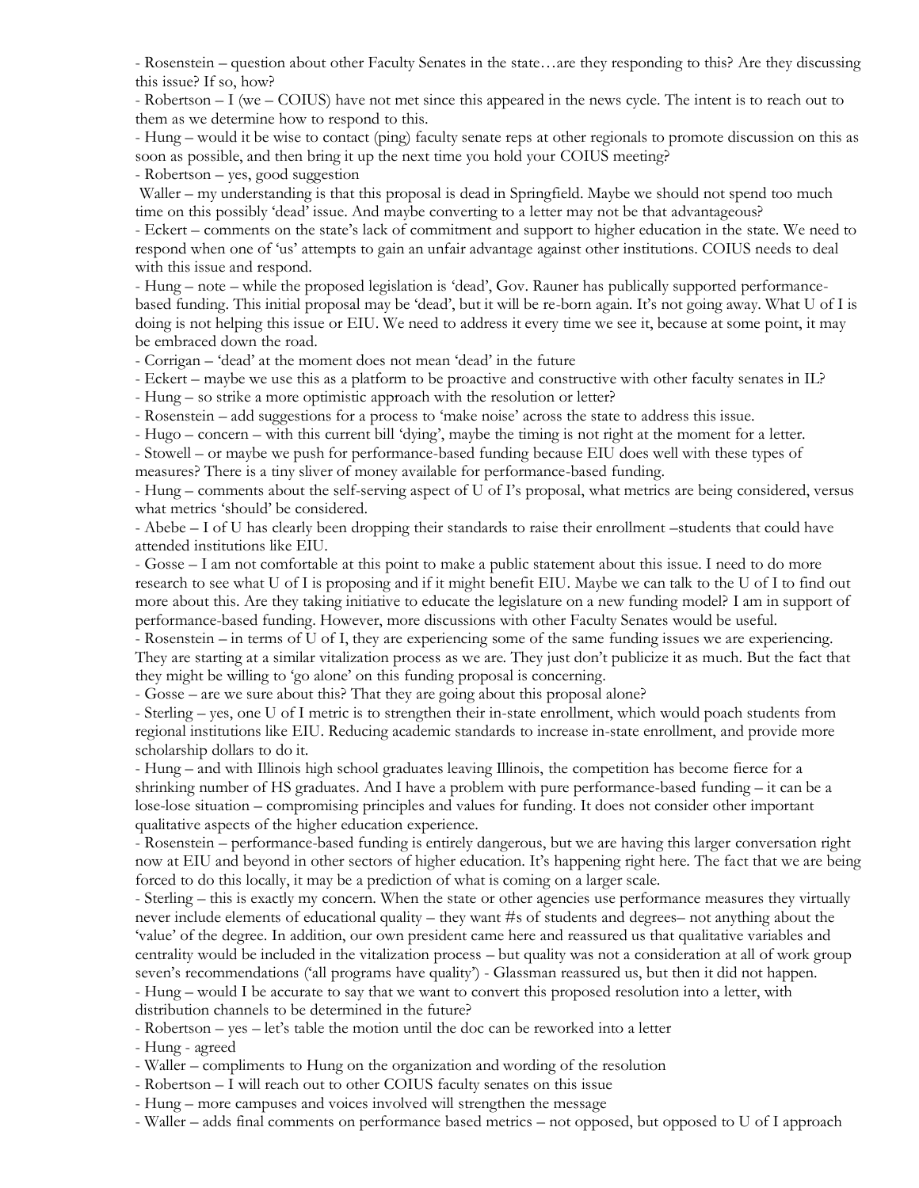- Rosenstein – question about other Faculty Senates in the state…are they responding to this? Are they discussing this issue? If so, how?
- Robertson – I (we – COIUS) have not met since this appeared in the news cycle. The intent is to reach out to them as we determine how to respond to this.
- Hung – would it be wise to contact (ping) faculty senate reps at other regionals to promote discussion on this as soon as possible, and then bring it up the next time you hold your COIUS meeting?
- Robertson – yes, good suggestion

Waller – my understanding is that this proposal is dead in Springfield. Maybe we should not spend too much time on this possibly 'dead' issue. And maybe converting to a letter may not be that advantageous?
- Eckert – comments on the state's lack of commitment and support to higher education in the state. We need to respond when one of 'us' attempts to gain an unfair advantage against other institutions. COIUS needs to deal with this issue and respond.
- Hung – note – while the proposed legislation is 'dead', Gov. Rauner has publically supported performance-based funding. This initial proposal may be 'dead', but it will be re-born again. It's not going away. What U of I is doing is not helping this issue or EIU. We need to address it every time we see it, because at some point, it may be embraced down the road.
- Corrigan – 'dead' at the moment does not mean 'dead' in the future
- Eckert – maybe we use this as a platform to be proactive and constructive with other faculty senates in IL?
- Hung – so strike a more optimistic approach with the resolution or letter?
- Rosenstein – add suggestions for a process to 'make noise' across the state to address this issue.
- Hugo – concern – with this current bill 'dying', maybe the timing is not right at the moment for a letter.
- Stowell – or maybe we push for performance-based funding because EIU does well with these types of measures? There is a tiny sliver of money available for performance-based funding.
- Hung – comments about the self-serving aspect of U of I's proposal, what metrics are being considered, versus what metrics 'should' be considered.
- Abebe – I of U has clearly been dropping their standards to raise their enrollment –students that could have attended institutions like EIU.
- Gosse – I am not comfortable at this point to make a public statement about this issue. I need to do more research to see what U of I is proposing and if it might benefit EIU. Maybe we can talk to the U of I to find out more about this. Are they taking initiative to educate the legislature on a new funding model? I am in support of performance-based funding. However, more discussions with other Faculty Senates would be useful.
- Rosenstein – in terms of U of I, they are experiencing some of the same funding issues we are experiencing. They are starting at a similar vitalization process as we are. They just don't publicize it as much. But the fact that they might be willing to 'go alone' on this funding proposal is concerning.
- Gosse – are we sure about this? That they are going about this proposal alone?
- Sterling – yes, one U of I metric is to strengthen their in-state enrollment, which would poach students from regional institutions like EIU. Reducing academic standards to increase in-state enrollment, and provide more scholarship dollars to do it.
- Hung – and with Illinois high school graduates leaving Illinois, the competition has become fierce for a shrinking number of HS graduates. And I have a problem with pure performance-based funding – it can be a lose-lose situation – compromising principles and values for funding. It does not consider other important qualitative aspects of the higher education experience.
- Rosenstein – performance-based funding is entirely dangerous, but we are having this larger conversation right now at EIU and beyond in other sectors of higher education. It's happening right here. The fact that we are being forced to do this locally, it may be a prediction of what is coming on a larger scale.
- Sterling – this is exactly my concern. When the state or other agencies use performance measures they virtually never include elements of educational quality – they want #s of students and degrees– not anything about the 'value' of the degree. In addition, our own president came here and reassured us that qualitative variables and centrality would be included in the vitalization process – but quality was not a consideration at all of work group seven's recommendations ('all programs have quality') - Glassman reassured us, but then it did not happen.
- Hung – would I be accurate to say that we want to convert this proposed resolution into a letter, with distribution channels to be determined in the future?
- Robertson – yes – let's table the motion until the doc can be reworked into a letter
- Hung - agreed
- Waller – compliments to Hung on the organization and wording of the resolution
- Robertson – I will reach out to other COIUS faculty senates on this issue
- Hung – more campuses and voices involved will strengthen the message
- Waller – adds final comments on performance based metrics – not opposed, but opposed to U of I approach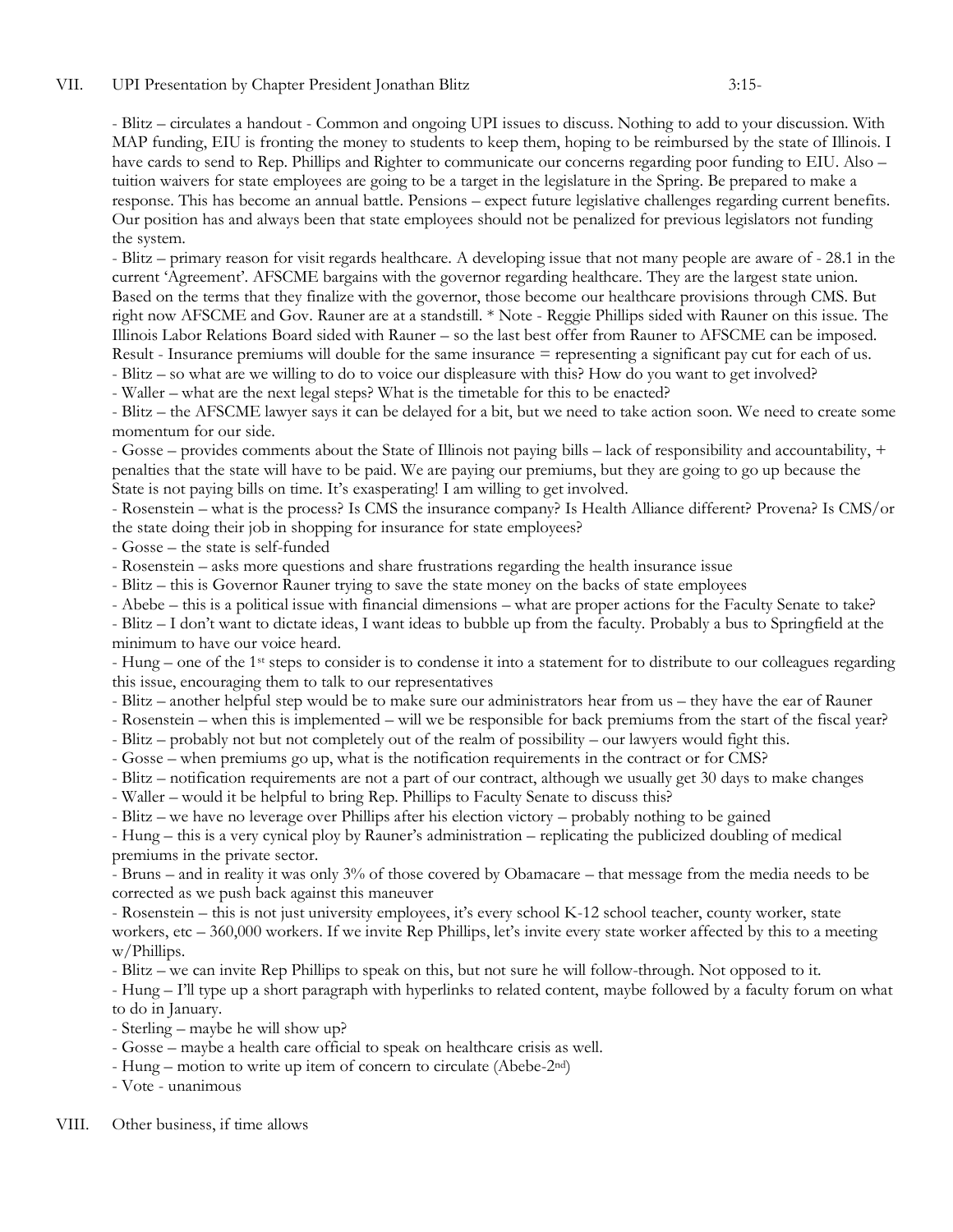VII. UPI Presentation by Chapter President Jonathan Blitz 3:15-

- Blitz – circulates a handout - Common and ongoing UPI issues to discuss. Nothing to add to your discussion. With MAP funding, EIU is fronting the money to students to keep them, hoping to be reimbursed by the state of Illinois. I have cards to send to Rep. Phillips and Righter to communicate our concerns regarding poor funding to EIU. Also – tuition waivers for state employees are going to be a target in the legislature in the Spring. Be prepared to make a response. This has become an annual battle. Pensions – expect future legislative challenges regarding current benefits. Our position has and always been that state employees should not be penalized for previous legislators not funding the system.
- Blitz – primary reason for visit regards healthcare. A developing issue that not many people are aware of - 28.1 in the current 'Agreement'. AFSCME bargains with the governor regarding healthcare. They are the largest state union. Based on the terms that they finalize with the governor, those become our healthcare provisions through CMS. But right now AFSCME and Gov. Rauner are at a standstill. * Note - Reggie Phillips sided with Rauner on this issue. The Illinois Labor Relations Board sided with Rauner – so the last best offer from Rauner to AFSCME can be imposed. Result - Insurance premiums will double for the same insurance = representing a significant pay cut for each of us.
- Blitz – so what are we willing to do to voice our displeasure with this? How do you want to get involved?
- Waller – what are the next legal steps? What is the timetable for this to be enacted?
- Blitz – the AFSCME lawyer says it can be delayed for a bit, but we need to take action soon. We need to create some momentum for our side.
- Gosse – provides comments about the State of Illinois not paying bills – lack of responsibility and accountability, + penalties that the state will have to be paid. We are paying our premiums, but they are going to go up because the State is not paying bills on time. It's exasperating! I am willing to get involved.
- Rosenstein – what is the process? Is CMS the insurance company? Is Health Alliance different? Provena? Is CMS/or the state doing their job in shopping for insurance for state employees?
- Gosse – the state is self-funded
- Rosenstein – asks more questions and share frustrations regarding the health insurance issue
- Blitz – this is Governor Rauner trying to save the state money on the backs of state employees
- Abebe – this is a political issue with financial dimensions – what are proper actions for the Faculty Senate to take?
- Blitz – I don't want to dictate ideas, I want ideas to bubble up from the faculty. Probably a bus to Springfield at the minimum to have our voice heard.
- Hung – one of the 1st steps to consider is to condense it into a statement for to distribute to our colleagues regarding this issue, encouraging them to talk to our representatives
- Blitz – another helpful step would be to make sure our administrators hear from us – they have the ear of Rauner
- Rosenstein – when this is implemented – will we be responsible for back premiums from the start of the fiscal year?
- Blitz – probably not but not completely out of the realm of possibility – our lawyers would fight this.
- Gosse – when premiums go up, what is the notification requirements in the contract or for CMS?
- Blitz – notification requirements are not a part of our contract, although we usually get 30 days to make changes
- Waller – would it be helpful to bring Rep. Phillips to Faculty Senate to discuss this?
- Blitz – we have no leverage over Phillips after his election victory – probably nothing to be gained
- Hung – this is a very cynical ploy by Rauner's administration – replicating the publicized doubling of medical premiums in the private sector.
- Bruns – and in reality it was only 3% of those covered by Obamacare – that message from the media needs to be corrected as we push back against this maneuver
- Rosenstein – this is not just university employees, it's every school K-12 school teacher, county worker, state workers, etc – 360,000 workers. If we invite Rep Phillips, let's invite every state worker affected by this to a meeting w/Phillips.
- Blitz – we can invite Rep Phillips to speak on this, but not sure he will follow-through. Not opposed to it.
- Hung – I'll type up a short paragraph with hyperlinks to related content, maybe followed by a faculty forum on what to do in January.
- Sterling – maybe he will show up?
- Gosse – maybe a health care official to speak on healthcare crisis as well.
- Hung – motion to write up item of concern to circulate (Abebe-2nd)
- Vote - unanimous

VIII. Other business, if time allows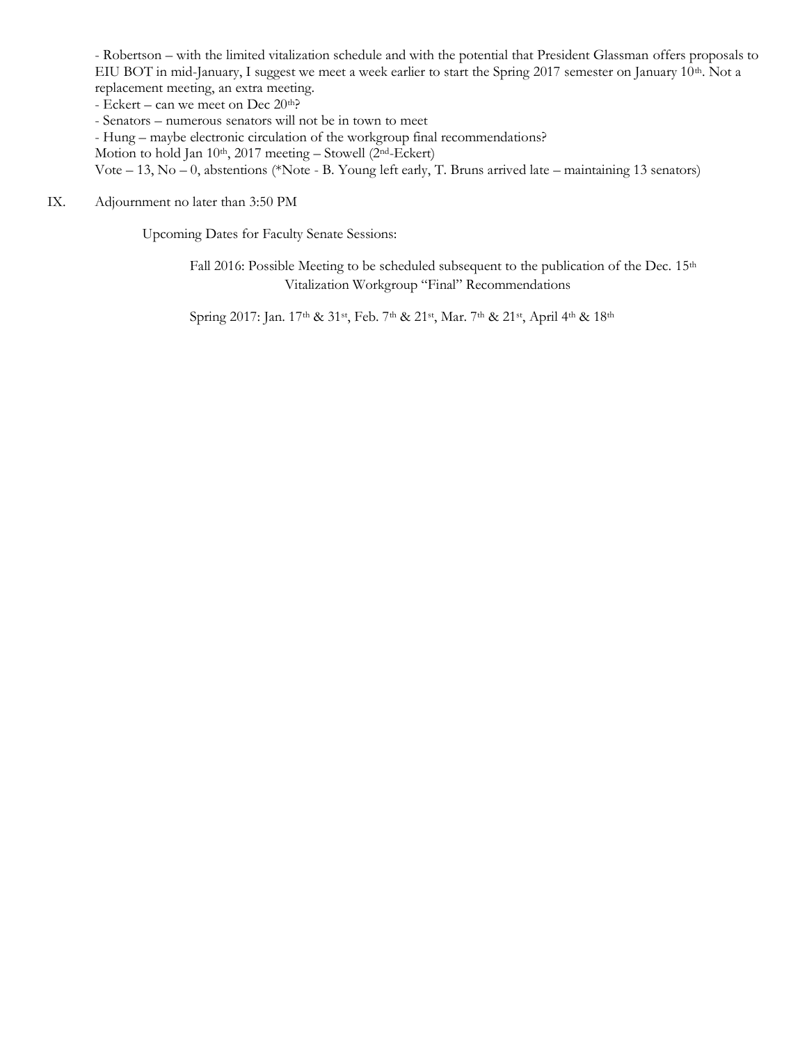- Robertson – with the limited vitalization schedule and with the potential that President Glassman offers proposals to EIU BOT in mid-January, I suggest we meet a week earlier to start the Spring 2017 semester on January 10th. Not a replacement meeting, an extra meeting.
- Eckert – can we meet on Dec 20th?
- Senators – numerous senators will not be in town to meet
- Hung – maybe electronic circulation of the workgroup final recommendations?

Motion to hold Jan 10th, 2017 meeting – Stowell (2nd-Eckert)

Vote – 13, No – 0, abstentions (*Note - B. Young left early, T. Bruns arrived late – maintaining 13 senators)

IX. Adjournment no later than 3:50 PM

Upcoming Dates for Faculty Senate Sessions:

Fall 2016: Possible Meeting to be scheduled subsequent to the publication of the Dec. 15th Vitalization Workgroup "Final" Recommendations

Spring 2017: Jan. 17th & 31st, Feb. 7th & 21st, Mar. 7th & 21st, April 4th & 18th